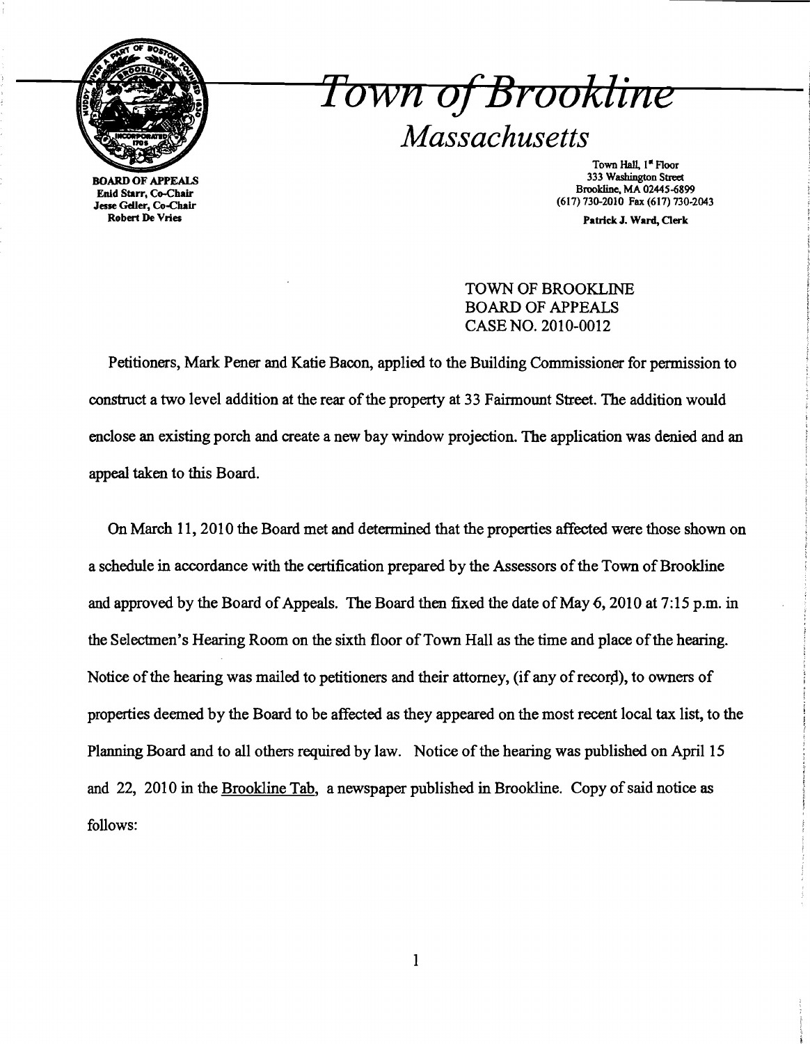# Town of Brookline

## Massachusetts

BOARD OF APPEALS
Enid Starr, Co-Chair
Jesse Geller, Co-Chair
Robert De Vries

Town Hall, 1st Floor
333 Washington Street
Brookline, MA 02445-6899
(617) 730-2010 Fax (617) 730-2043

Patrick J. Ward, Clerk

TOWN OF BROOKLINE
BOARD OF APPEALS
CASE NO. 2010-0012

Petitioners, Mark Pener and Katie Bacon, applied to the Building Commissioner for permission to construct a two level addition at the rear of the property at 33 Fairmount Street. The addition would enclose an existing porch and create a new bay window projection. The application was denied and an appeal taken to this Board.

On March 11, 2010 the Board met and determined that the properties affected were those shown on a schedule in accordance with the certification prepared by the Assessors of the Town of Brookline and approved by the Board of Appeals. The Board then fixed the date of May 6, 2010 at 7:15 p.m. in the Selectmen's Hearing Room on the sixth floor of Town Hall as the time and place of the hearing. Notice of the hearing was mailed to petitioners and their attorney, (if any of record), to owners of properties deemed by the Board to be affected as they appeared on the most recent local tax list, to the Planning Board and to all others required by law. Notice of the hearing was published on April 15 and 22, 2010 in the Brookline Tab, a newspaper published in Brookline. Copy of said notice as follows: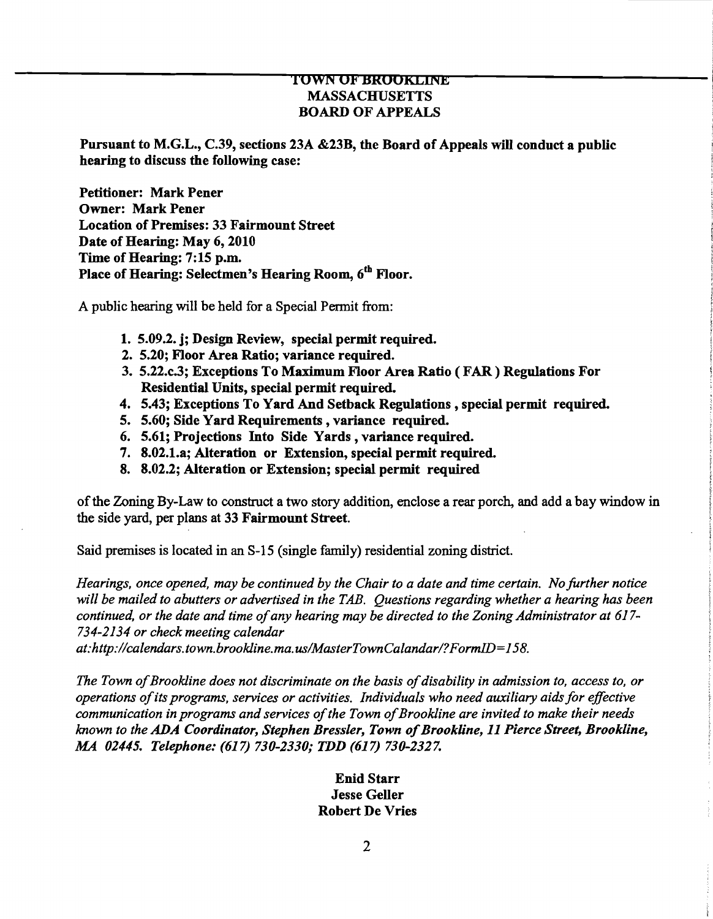**TOWN OF BROOKLINE**
**MASSACHUSETTS**
**BOARD OF APPEALS**

**Pursuant to M.G.L., C.39, sections 23A &23B, the Board of Appeals will conduct a public hearing to discuss the following case:**

**Petitioner: Mark Pener**
**Owner: Mark Pener**
**Location of Premises: 33 Fairmount Street**
**Date of Hearing: May 6, 2010**
**Time of Hearing: 7:15 p.m.**
**Place of Hearing: Selectmen's Hearing Room, 6th Floor.**

A public hearing will be held for a Special Permit from:

1. **5.09.2. j; Design Review, special permit required.**
2. **5.20; Floor Area Ratio; variance required.**
3. **5.22.c.3; Exceptions To Maximum Floor Area Ratio ( FAR ) Regulations For Residential Units, special permit required.**
4. **5.43; Exceptions To Yard And Setback Regulations , special permit required.**
5. **5.60; Side Yard Requirements , variance required.**
6. **5.61; Projections Into Side Yards , variance required.**
7. **8.02.1.a; Alteration or Extension, special permit required.**
8. **8.02.2; Alteration or Extension; special permit required**

of the Zoning By-Law to construct a two story addition, enclose a rear porch, and add a bay window in the side yard, per plans at **33 Fairmount Street.**

Said premises is located in an S-15 (single family) residential zoning district.

*Hearings, once opened, may be continued by the Chair to a date and time certain. No further notice will be mailed to abutters or advertised in the TAB. Questions regarding whether a hearing has been continued, or the date and time of any hearing may be directed to the Zoning Administrator at 617-734-2134 or check meeting calendar at:http://calendars.town.brookline.ma.us/MasterTownCalandar/?FormID=158.*

*The Town of Brookline does not discriminate on the basis of disability in admission to, access to, or operations of its programs, services or activities. Individuals who need auxiliary aids for effective communication in programs and services of the Town of Brookline are invited to make their needs known to the **ADA Coordinator, Stephen Bressler, Town of Brookline, 11 Pierce Street, Brookline, MA 02445. Telephone: (617) 730-2330; TDD (617) 730-2327.***

**Enid Starr**
**Jesse Geller**
**Robert De Vries**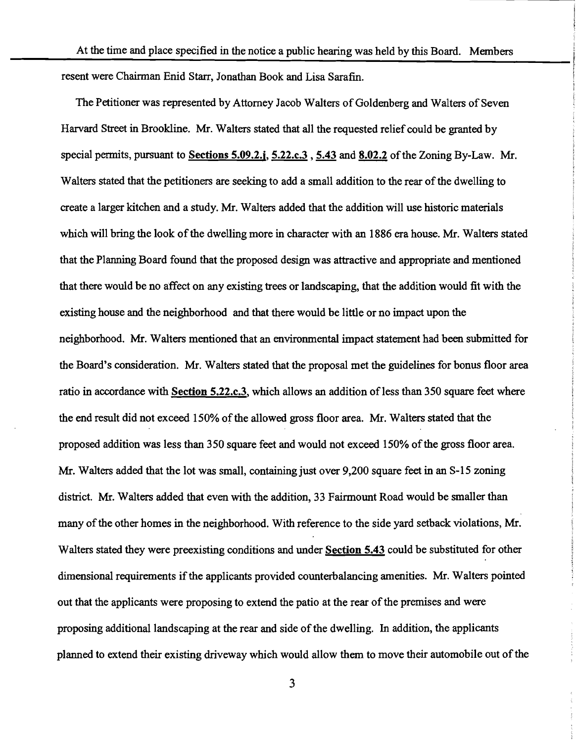At the time and place specified in the notice a public hearing was held by this Board. Members resent were Chairman Enid Starr, Jonathan Book and Lisa Sarafin.

The Petitioner was represented by Attorney Jacob Walters of Goldenberg and Walters of Seven Harvard Street in Brookline. Mr. Walters stated that all the requested relief could be granted by special permits, pursuant to **Sections 5.09.2.j**, **5.22.c.3** , **5.43** and **8.02.2** of the Zoning By-Law. Mr. Walters stated that the petitioners are seeking to add a small addition to the rear of the dwelling to create a larger kitchen and a study. Mr. Walters added that the addition will use historic materials which will bring the look of the dwelling more in character with an 1886 era house. Mr. Walters stated that the Planning Board found that the proposed design was attractive and appropriate and mentioned that there would be no affect on any existing trees or landscaping, that the addition would fit with the existing house and the neighborhood and that there would be little or no impact upon the neighborhood. Mr. Walters mentioned that an environmental impact statement had been submitted for the Board's consideration. Mr. Walters stated that the proposal met the guidelines for bonus floor area ratio in accordance with **Section 5.22.c.3**, which allows an addition of less than 350 square feet where the end result did not exceed 150% of the allowed gross floor area. Mr. Walters stated that the proposed addition was less than 350 square feet and would not exceed 150% of the gross floor area. Mr. Walters added that the lot was small, containing just over 9,200 square feet in an S-15 zoning district. Mr. Walters added that even with the addition, 33 Fairmount Road would be smaller than many of the other homes in the neighborhood. With reference to the side yard setback violations, Mr. Walters stated they were preexisting conditions and under **Section 5.43** could be substituted for other dimensional requirements if the applicants provided counterbalancing amenities. Mr. Walters pointed out that the applicants were proposing to extend the patio at the rear of the premises and were proposing additional landscaping at the rear and side of the dwelling. In addition, the applicants planned to extend their existing driveway which would allow them to move their automobile out of the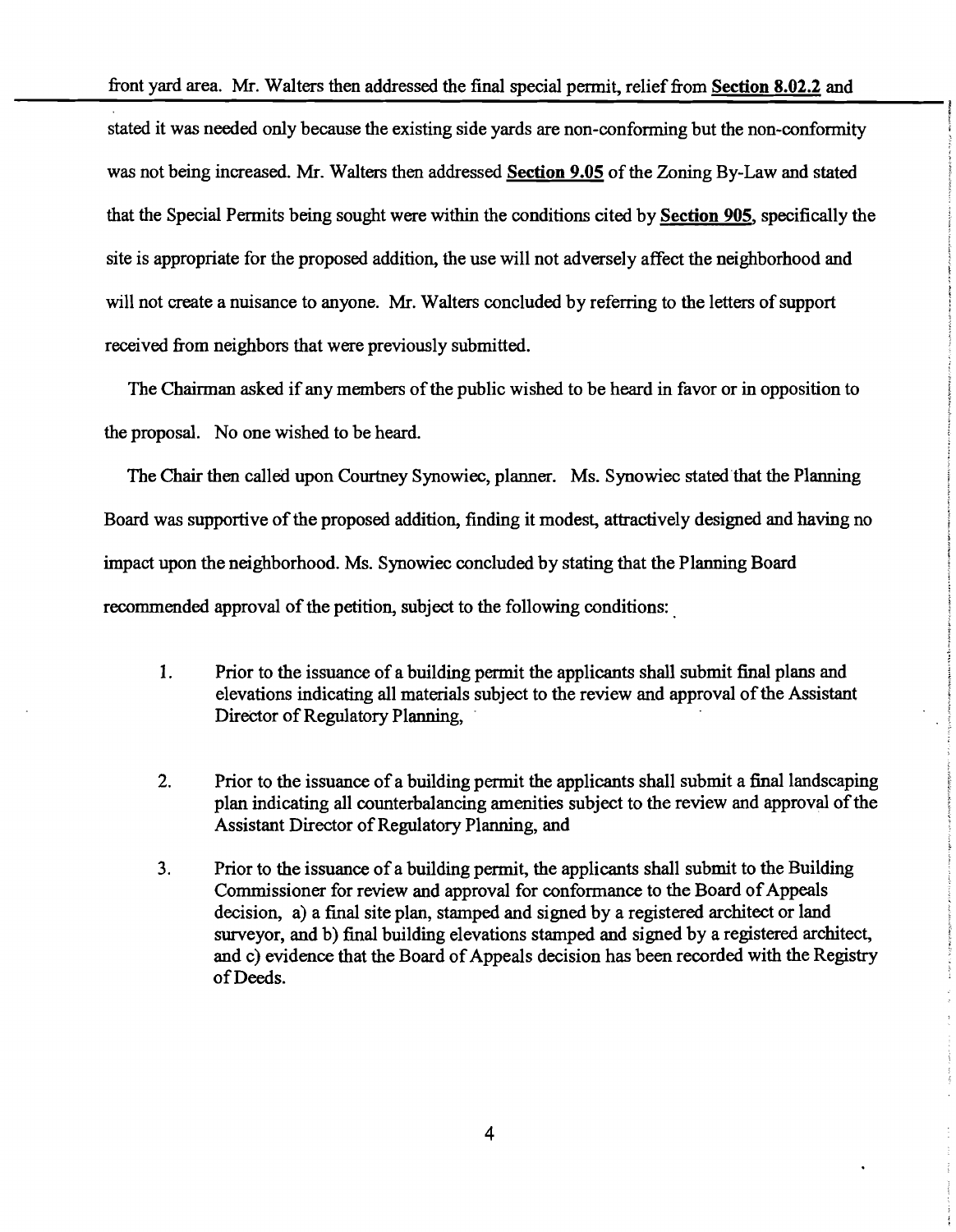front yard area. Mr. Walters then addressed the final special permit, relief from **Section 8.02.2** and stated it was needed only because the existing side yards are non-conforming but the non-conformity was not being increased. Mr. Walters then addressed **Section 9.05** of the Zoning By-Law and stated that the Special Permits being sought were within the conditions cited by **Section 905**, specifically the site is appropriate for the proposed addition, the use will not adversely affect the neighborhood and will not create a nuisance to anyone. Mr. Walters concluded by referring to the letters of support received from neighbors that were previously submitted.

The Chairman asked if any members of the public wished to be heard in favor or in opposition to the proposal. No one wished to be heard.

The Chair then called upon Courtney Synowiec, planner. Ms. Synowiec stated that the Planning Board was supportive of the proposed addition, finding it modest, attractively designed and having no impact upon the neighborhood. Ms. Synowiec concluded by stating that the Planning Board recommended approval of the petition, subject to the following conditions:

1. Prior to the issuance of a building permit the applicants shall submit final plans and elevations indicating all materials subject to the review and approval of the Assistant Director of Regulatory Planning,

2. Prior to the issuance of a building permit the applicants shall submit a final landscaping plan indicating all counterbalancing amenities subject to the review and approval of the Assistant Director of Regulatory Planning, and

3. Prior to the issuance of a building permit, the applicants shall submit to the Building Commissioner for review and approval for conformance to the Board of Appeals decision, a) a final site plan, stamped and signed by a registered architect or land surveyor, and b) final building elevations stamped and signed by a registered architect, and c) evidence that the Board of Appeals decision has been recorded with the Registry of Deeds.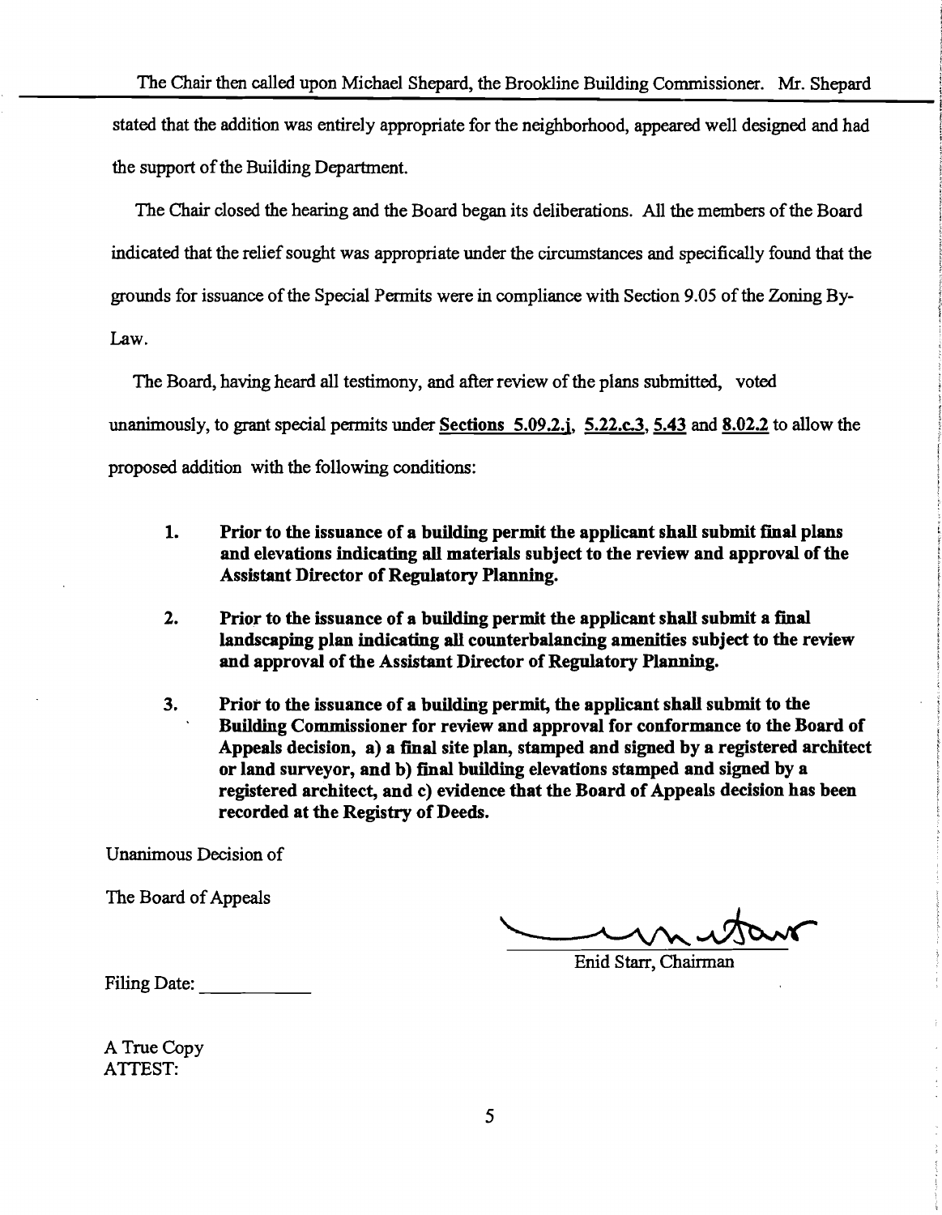The Chair then called upon Michael Shepard, the Brookline Building Commissioner. Mr. Shepard stated that the addition was entirely appropriate for the neighborhood, appeared well designed and had the support of the Building Department.

The Chair closed the hearing and the Board began its deliberations. All the members of the Board indicated that the relief sought was appropriate under the circumstances and specifically found that the grounds for issuance of the Special Permits were in compliance with Section 9.05 of the Zoning By-Law.

The Board, having heard all testimony, and after review of the plans submitted, voted unanimously, to grant special permits under **Sections 5.09.2.j**, **5.22.c.3**, **5.43** and **8.02.2** to allow the proposed addition with the following conditions:

1. **Prior to the issuance of a building permit the applicant shall submit final plans and elevations indicating all materials subject to the review and approval of the Assistant Director of Regulatory Planning.**

2. **Prior to the issuance of a building permit the applicant shall submit a final landscaping plan indicating all counterbalancing amenities subject to the review and approval of the Assistant Director of Regulatory Planning.**

3. **Prior to the issuance of a building permit, the applicant shall submit to the Building Commissioner for review and approval for conformance to the Board of Appeals decision, a) a final site plan, stamped and signed by a registered architect or land surveyor, and b) final building elevations stamped and signed by a registered architect, and c) evidence that the Board of Appeals decision has been recorded at the Registry of Deeds.**

Unanimous Decision of

The Board of Appeals

Enid Starr, Chairman

Filing Date: ___________

A True Copy
ATTEST: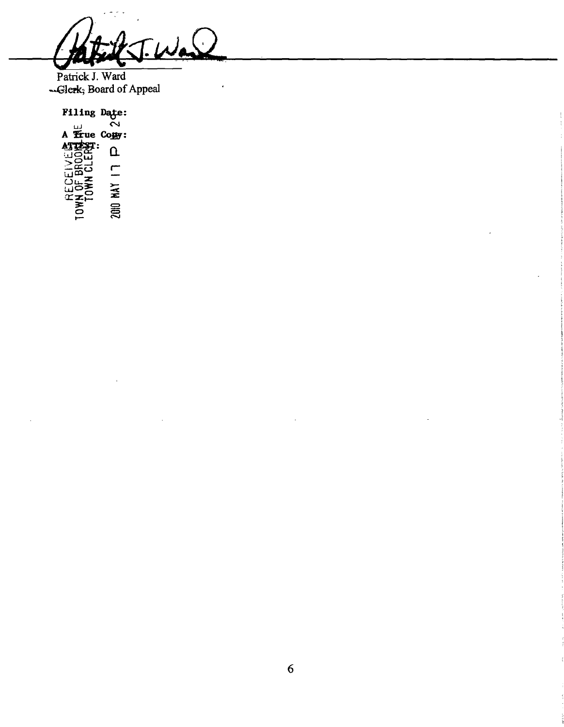Patrick J. Ward
Clerk, Board of Appeal

**Filing Date:**

**A True Copy:**

**ATTEST:**

RECEIVED
TOWN OF BROOKLINE
TOWN CLERK

2010 MAY 17 P 2